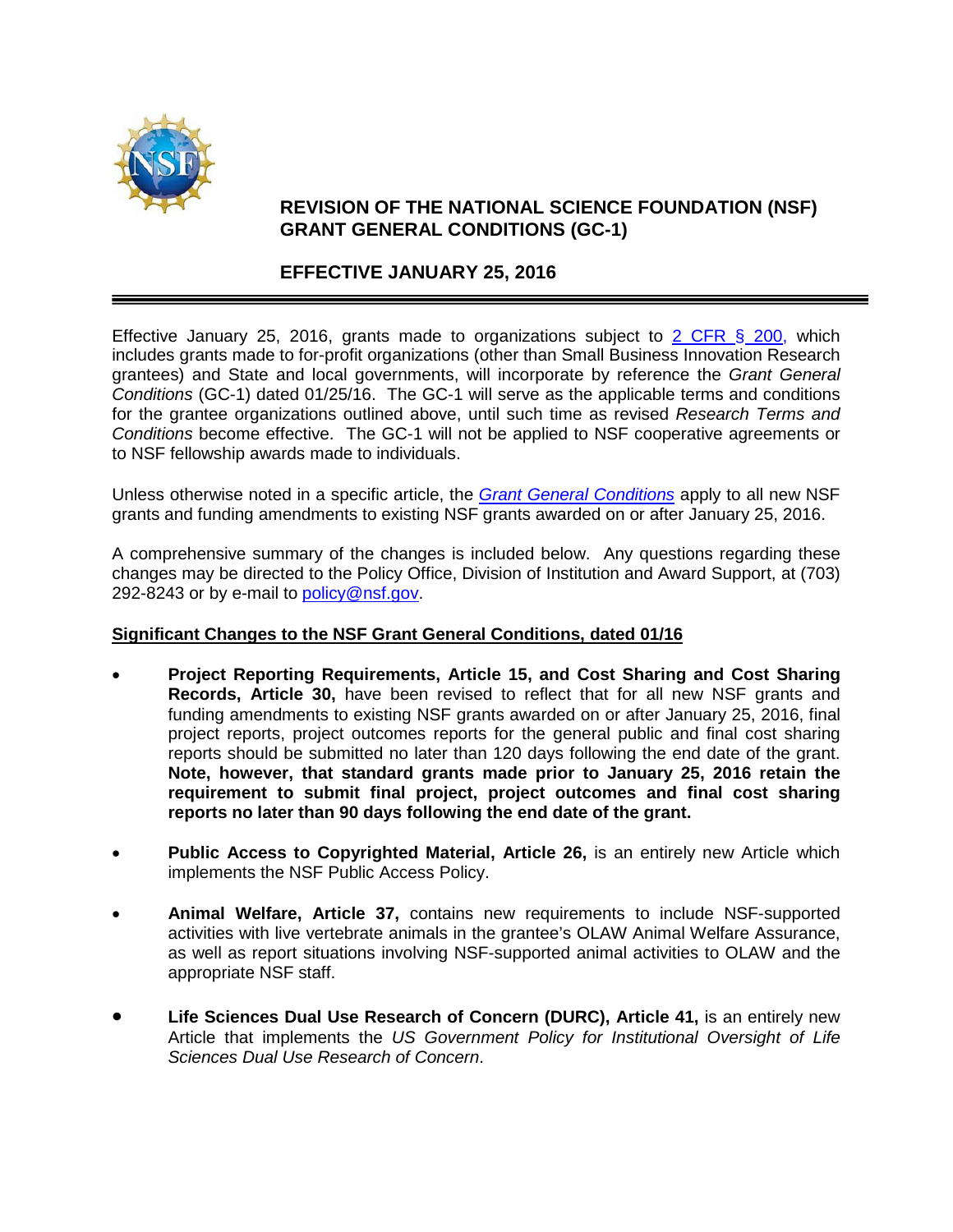# REVISION OF THE NATIONAL SCIENCE FOUNDATION (NSF) GRANT GENERAL CONDITIONS (GC-1)

## EFFECTIVE JANUARY 25, 2016

Effective January 25, 2016, grants made to organizations subject to 2 CFR § 200, which includes grants made to for-profit organizations (other than Small Business Innovation Research grantees) and State and local governments, will incorporate by reference the *Grant General Conditions* (GC-1) dated 01/25/16. The GC-1 will serve as the applicable terms and conditions for the grantee organizations outlined above, until such time as revised *Research Terms and Conditions* become effective. The GC-1 will not be applied to NSF cooperative agreements or to NSF fellowship awards made to individuals.

Unless otherwise noted in a specific article, the *Grant General Conditions* apply to all new NSF grants and funding amendments to existing NSF grants awarded on or after January 25, 2016.

A comprehensive summary of the changes is included below. Any questions regarding these changes may be directed to the Policy Office, Division of Institution and Award Support, at (703) 292-8243 or by e-mail to policy@nsf.gov.

**Significant Changes to the NSF Grant General Conditions, dated 01/16**

- **Project Reporting Requirements, Article 15, and Cost Sharing and Cost Sharing Records, Article 30,** have been revised to reflect that for all new NSF grants and funding amendments to existing NSF grants awarded on or after January 25, 2016, final project reports, project outcomes reports for the general public and final cost sharing reports should be submitted no later than 120 days following the end date of the grant. **Note, however, that standard grants made prior to January 25, 2016 retain the requirement to submit final project, project outcomes and final cost sharing reports no later than 90 days following the end date of the grant.**

- **Public Access to Copyrighted Material, Article 26,** is an entirely new Article which implements the NSF Public Access Policy.

- **Animal Welfare, Article 37,** contains new requirements to include NSF-supported activities with live vertebrate animals in the grantee's OLAW Animal Welfare Assurance, as well as report situations involving NSF-supported animal activities to OLAW and the appropriate NSF staff.

- **Life Sciences Dual Use Research of Concern (DURC), Article 41,** is an entirely new Article that implements the *US Government Policy for Institutional Oversight of Life Sciences Dual Use Research of Concern*.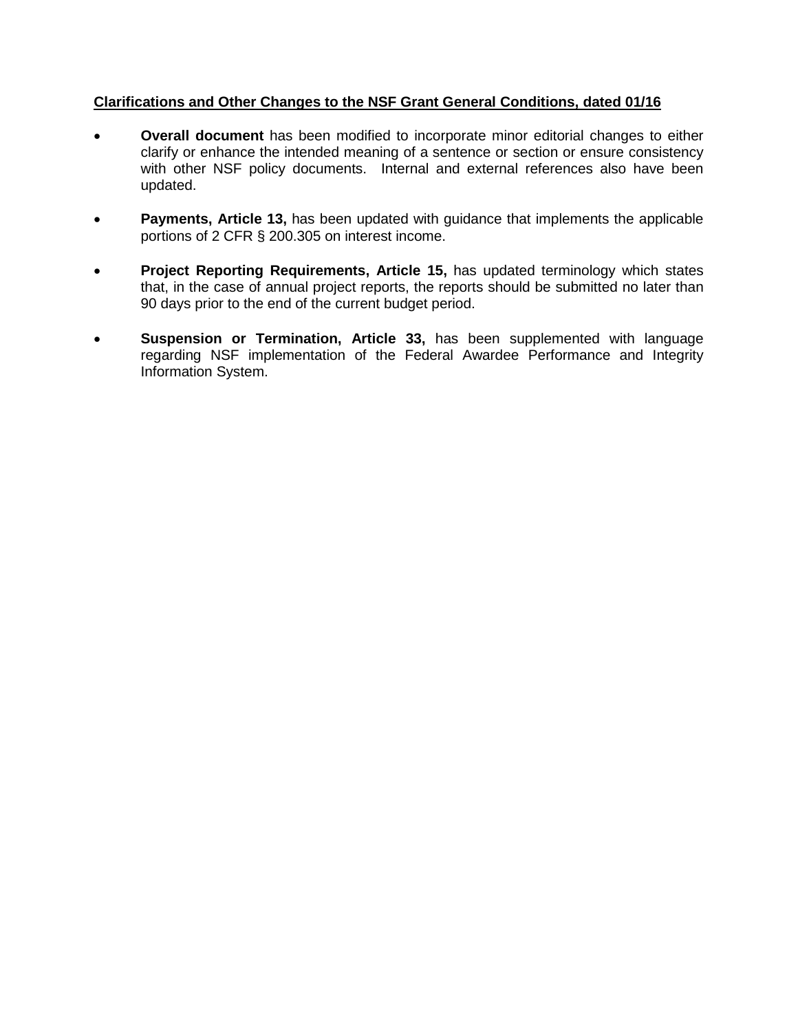**<u>Clarifications and Other Changes to the NSF Grant General Conditions, dated 01/16</u>**

- **Overall document** has been modified to incorporate minor editorial changes to either clarify or enhance the intended meaning of a sentence or section or ensure consistency with other NSF policy documents. Internal and external references also have been updated.

- **Payments, Article 13,** has been updated with guidance that implements the applicable portions of 2 CFR § 200.305 on interest income.

- **Project Reporting Requirements, Article 15,** has updated terminology which states that, in the case of annual project reports, the reports should be submitted no later than 90 days prior to the end of the current budget period.

- **Suspension or Termination, Article 33,** has been supplemented with language regarding NSF implementation of the Federal Awardee Performance and Integrity Information System.